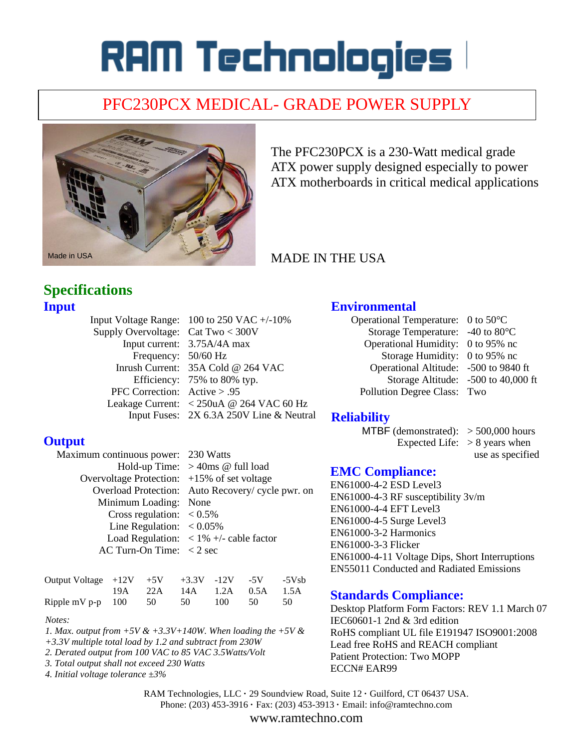# RAM Technologies

## PFC230PCX MEDICAL- GRADE POWER SUPPLY

Made in USA

The PFC230PCX is a 230-Watt medical grade ATX power supply designed especially to power ATX motherboards in critical medical applications

MADE IN THE USA

## Specifications

### Input

| | |
|---|---|
| Input Voltage Range: | 100 to 250 VAC +/-10% |
| Supply Overvoltage: | Cat Two < 300V |
| Input current: | 3.75A/4A max |
| Frequency: | 50/60 Hz |
| Inrush Current: | 35A Cold @ 264 VAC |
| Efficiency: | 75% to 80% typ. |
| PFC Correction: | Active > .95 |
| Leakage Current: | < 250uA @ 264 VAC 60 Hz |
| Input Fuses: | 2X 6.3A 250V Line & Neutral |

### Output

| | |
|---|---|
| Maximum continuous power: | 230 Watts |
| Hold-up Time: | > 40ms @ full load |
| Overvoltage Protection: | +15% of set voltage |
| Overload Protection: | Auto Recovery/ cycle pwr. on |
| Minimum Loading: | None |
| Cross regulation: | < 0.5% |
| Line Regulation: | < 0.05% |
| Load Regulation: | < 1% +/- cable factor |
| AC Turn-On Time: | < 2 sec |

| Output Voltage | +12V | +5V | +3.3V | -12V | -5V | -5Vsb |
|---|---|---|---|---|---|---|
| | 19A | 22A | 14A | 1.2A | 0.5A | 1.5A |
| Ripple mV p-p | 100 | 50 | 50 | 100 | 50 | 50 |

*Notes:*

*1. Max. output from +5V & +3.3V+140W. When loading the +5V & +3.3V multiple total load by 1.2 and subtract from 230W*

*2. Derated output from 100 VAC to 85 VAC 3.5Watts/Volt*

*3. Total output shall not exceed 230 Watts*

*4. Initial voltage tolerance ±3%*

### Environmental

| | |
|---|---|
| Operational Temperature: | 0 to 50°C |
| Storage Temperature: | -40 to 80°C |
| Operational Humidity: | 0 to 95% nc |
| Storage Humidity: | 0 to 95% nc |
| Operational Altitude: | -500 to 9840 ft |
| Storage Altitude: | -500 to 40,000 ft |
| Pollution Degree Class: | Two |

### Reliability

| | |
|---|---|
| MTBF (demonstrated): | > 500,000 hours |
| Expected Life: | > 8 years when use as specified |

### EMC Compliance:

EN61000-4-2 ESD Level3
EN61000-4-3 RF susceptibility 3v/m
EN61000-4-4 EFT Level3
EN61000-4-5 Surge Level3
EN61000-3-2 Harmonics
EN61000-3-3 Flicker
EN61000-4-11 Voltage Dips, Short Interruptions
EN55011 Conducted and Radiated Emissions

### Standards Compliance:

Desktop Platform Form Factors: REV 1.1 March 07
IEC60601-1 2nd & 3rd edition
RoHS compliant UL file E191947 ISO9001:2008
Lead free RoHS and REACH compliant
Patient Protection: Two MOPP
ECCN# EAR99

RAM Technologies, LLC · 29 Soundview Road, Suite 12 · Guilford, CT 06437 USA.
Phone: (203) 453-3916 · Fax: (203) 453-3913 · Email: info@ramtechno.com
www.ramtechno.com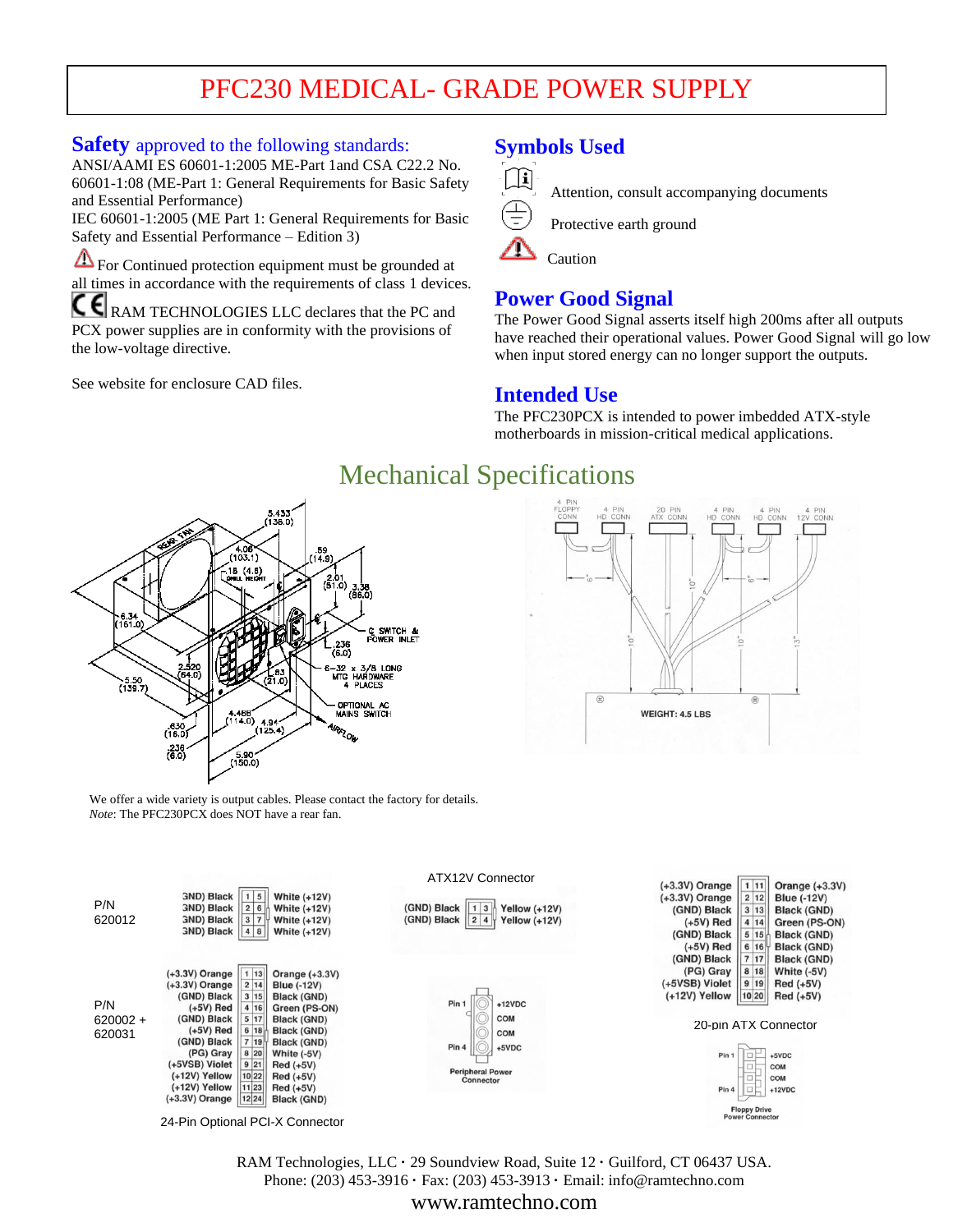# PFC230 MEDICAL- GRADE POWER SUPPLY

## Safety approved to the following standards:

ANSI/AAMI ES 60601-1:2005 ME-Part 1and CSA C22.2 No. 60601-1:08 (ME-Part 1: General Requirements for Basic Safety and Essential Performance)

IEC 60601-1:2005 (ME Part 1: General Requirements for Basic Safety and Essential Performance – Edition 3)

For Continued protection equipment must be grounded at all times in accordance with the requirements of class 1 devices.

CE RAM TECHNOLOGIES LLC declares that the PC and PCX power supplies are in conformity with the provisions of the low-voltage directive.

See website for enclosure CAD files.

## Symbols Used

Attention, consult accompanying documents

Protective earth ground

Caution

## Power Good Signal

The Power Good Signal asserts itself high 200ms after all outputs have reached their operational values. Power Good Signal will go low when input stored energy can no longer support the outputs.

## Intended Use

The PFC230PCX is intended to power imbedded ATX-style motherboards in mission-critical medical applications.

## Mechanical Specifications

5.433 (138.0)
4.06 (103.1)
.59 (14.9)
.18 (4.6) DRILL HEIGHT
2.01 (51.0)
3.38 (86.0)
6.34 (161.0)
2.520 (64.0)
5.50 (139.7)
.83 (21.0)
.236 (6.0)
℄ SWITCH & POWER INLET
6-32 x 3/8 LONG MTG HARDWARE 4 PLACES
OPTIONAL AC MAINS SWITCH
4.488 (114.0)
4.94 (125.4)
.630 (16.0)
.236 (6.0)
5.90 (150.0)
AIRFLOW
REAR FAN

4 PIN FLOPPY CONN
4 PIN HD CONN
20 PIN ATX CONN
4 PIN HD CONN
4 PIN HD CONN
4 PIN 12V CONN
6"
10"
6"
10"
10"
13"
WEIGHT: 4.5 LBS

We offer a wide variety is output cables. Please contact the factory for details.
*Note*: The PFC230PCX does NOT have a rear fan.

**P/N 620012**

| | | | |
|---|---|---|---|
| (GND) Black | 1 | 5 | White (+12V) |
| (GND) Black | 2 | 6 | White (+12V) |
| (GND) Black | 3 | 7 | White (+12V) |
| (GND) Black | 4 | 8 | White (+12V) |

**P/N 620002 + 620031**

| | | | |
|---|---|---|---|
| (+3.3V) Orange | 1 | 13 | Orange (+3.3V) |
| (+3.3V) Orange | 2 | 14 | Blue (-12V) |
| (GND) Black | 3 | 15 | Black (GND) |
| (+5V) Red | 4 | 16 | Green (PS-ON) |
| (GND) Black | 5 | 17 | Black (GND) |
| (+5V) Red | 6 | 18 | Black (GND) |
| (GND) Black | 7 | 19 | Black (GND) |
| (PG) Gray | 8 | 20 | White (-5V) |
| (+5VSB) Violet | 9 | 21 | Red (+5V) |
| (+12V) Yellow | 10 | 22 | Red (+5V) |
| (+12V) Yellow | 11 | 23 | Red (+5V) |
| (+3.3V) Orange | 12 | 24 | Black (GND) |

24-Pin Optional PCI-X Connector

**ATX12V Connector**

| | | | |
|---|---|---|---|
| (GND) Black | 1 | 3 | Yellow (+12V) |
| (GND) Black | 2 | 4 | Yellow (+12V) |

Pin 1: +12VDC, COM, COM, Pin 4: +5VDC

Peripheral Power Connector

| | | | |
|---|---|---|---|
| (+3.3V) Orange | 1 | 11 | Orange (+3.3V) |
| (+3.3V) Orange | 2 | 12 | Blue (-12V) |
| (GND) Black | 3 | 13 | Black (GND) |
| (+5V) Red | 4 | 14 | Green (PS-ON) |
| (GND) Black | 5 | 15 | Black (GND) |
| (+5V) Red | 6 | 16 | Black (GND) |
| (GND) Black | 7 | 17 | Black (GND) |
| (PG) Gray | 8 | 18 | White (-5V) |
| (+5VSB) Violet | 9 | 19 | Red (+5V) |
| (+12V) Yellow | 10 | 20 | Red (+5V) |

20-pin ATX Connector

Pin 1: +5VDC, COM, COM, Pin 4: +12VDC

Floppy Drive Power Connector

RAM Technologies, LLC · 29 Soundview Road, Suite 12 · Guilford, CT 06437 USA.
Phone: (203) 453-3916 · Fax: (203) 453-3913 · Email: info@ramtechno.com
www.ramtechno.com